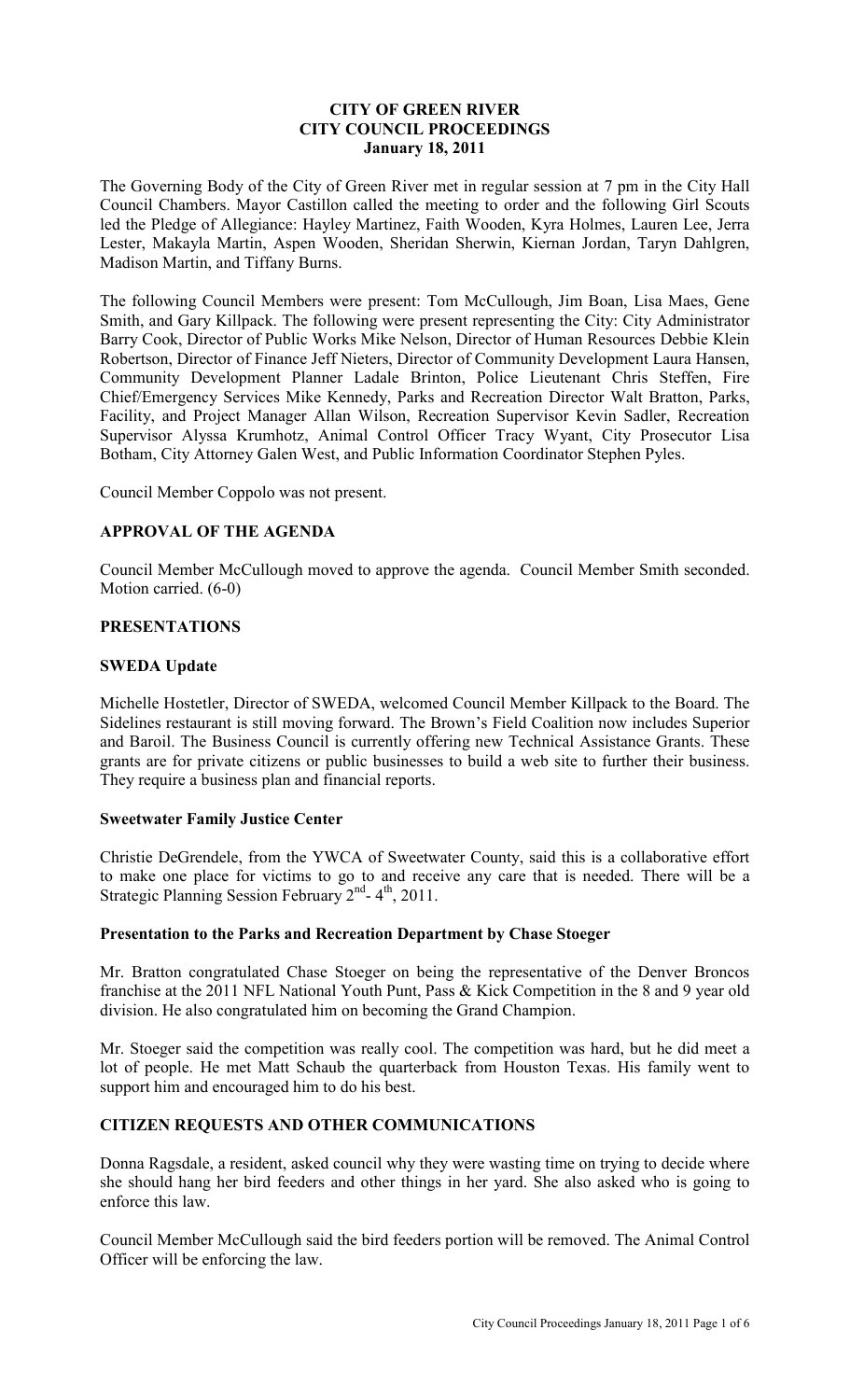# CITY OF GREEN RIVER
# CITY COUNCIL PROCEEDINGS
# January 18, 2011

The Governing Body of the City of Green River met in regular session at 7 pm in the City Hall Council Chambers. Mayor Castillon called the meeting to order and the following Girl Scouts led the Pledge of Allegiance: Hayley Martinez, Faith Wooden, Kyra Holmes, Lauren Lee, Jerra Lester, Makayla Martin, Aspen Wooden, Sheridan Sherwin, Kiernan Jordan, Taryn Dahlgren, Madison Martin, and Tiffany Burns.

The following Council Members were present: Tom McCullough, Jim Boan, Lisa Maes, Gene Smith, and Gary Killpack. The following were present representing the City: City Administrator Barry Cook, Director of Public Works Mike Nelson, Director of Human Resources Debbie Klein Robertson, Director of Finance Jeff Nieters, Director of Community Development Laura Hansen, Community Development Planner Ladale Brinton, Police Lieutenant Chris Steffen, Fire Chief/Emergency Services Mike Kennedy, Parks and Recreation Director Walt Bratton, Parks, Facility, and Project Manager Allan Wilson, Recreation Supervisor Kevin Sadler, Recreation Supervisor Alyssa Krumhotz, Animal Control Officer Tracy Wyant, City Prosecutor Lisa Botham, City Attorney Galen West, and Public Information Coordinator Stephen Pyles.

Council Member Coppolo was not present.

## APPROVAL OF THE AGENDA

Council Member McCullough moved to approve the agenda. Council Member Smith seconded. Motion carried. (6-0)

## PRESENTATIONS

### SWEDA Update

Michelle Hostetler, Director of SWEDA, welcomed Council Member Killpack to the Board. The Sidelines restaurant is still moving forward. The Brown's Field Coalition now includes Superior and Baroil. The Business Council is currently offering new Technical Assistance Grants. These grants are for private citizens or public businesses to build a web site to further their business. They require a business plan and financial reports.

### Sweetwater Family Justice Center

Christie DeGrendele, from the YWCA of Sweetwater County, said this is a collaborative effort to make one place for victims to go to and receive any care that is needed. There will be a Strategic Planning Session February 2nd- 4th, 2011.

### Presentation to the Parks and Recreation Department by Chase Stoeger

Mr. Bratton congratulated Chase Stoeger on being the representative of the Denver Broncos franchise at the 2011 NFL National Youth Punt, Pass & Kick Competition in the 8 and 9 year old division. He also congratulated him on becoming the Grand Champion.

Mr. Stoeger said the competition was really cool. The competition was hard, but he did meet a lot of people. He met Matt Schaub the quarterback from Houston Texas. His family went to support him and encouraged him to do his best.

## CITIZEN REQUESTS AND OTHER COMMUNICATIONS

Donna Ragsdale, a resident, asked council why they were wasting time on trying to decide where she should hang her bird feeders and other things in her yard. She also asked who is going to enforce this law.

Council Member McCullough said the bird feeders portion will be removed. The Animal Control Officer will be enforcing the law.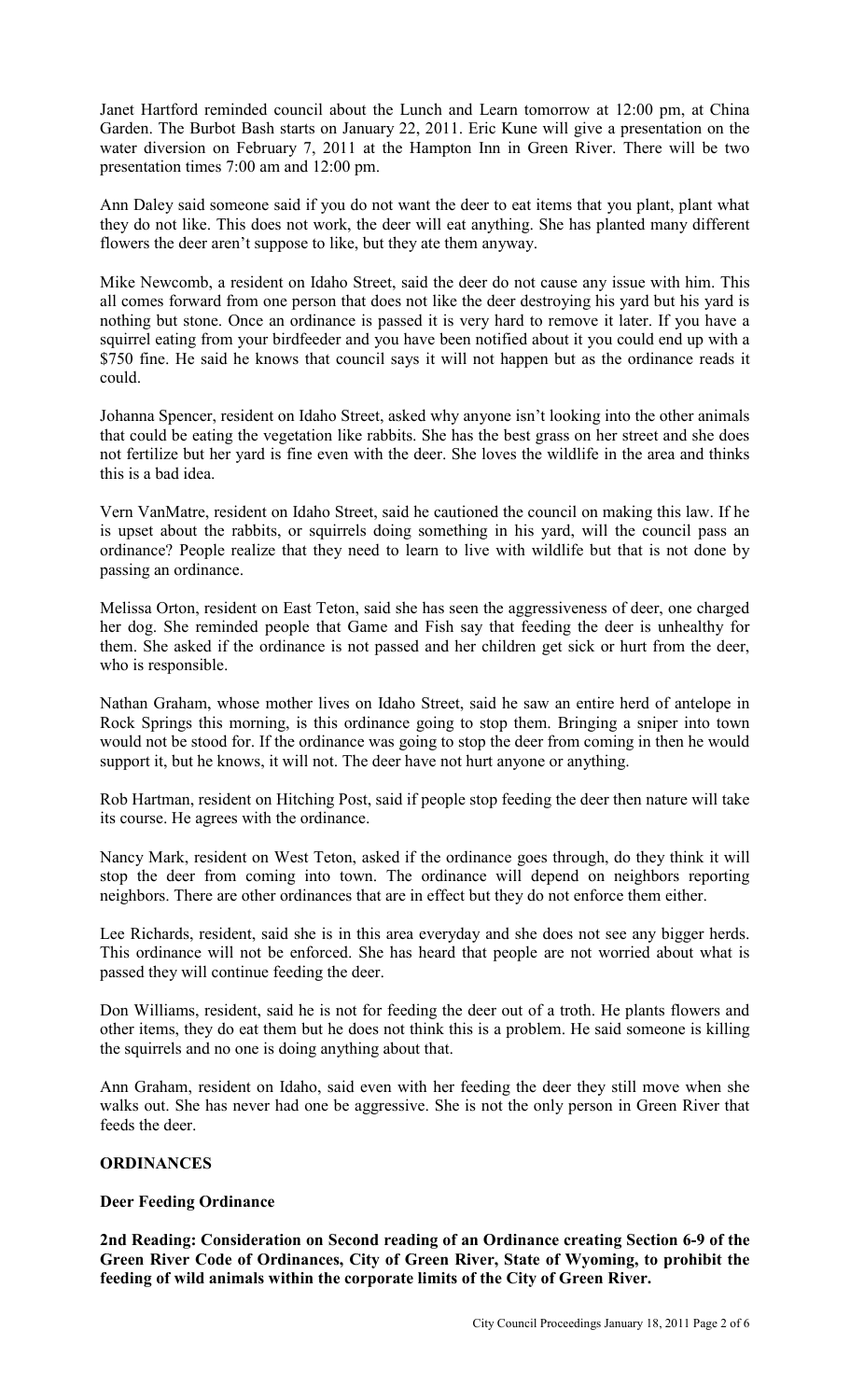Janet Hartford reminded council about the Lunch and Learn tomorrow at 12:00 pm, at China Garden. The Burbot Bash starts on January 22, 2011. Eric Kune will give a presentation on the water diversion on February 7, 2011 at the Hampton Inn in Green River. There will be two presentation times 7:00 am and 12:00 pm.

Ann Daley said someone said if you do not want the deer to eat items that you plant, plant what they do not like. This does not work, the deer will eat anything. She has planted many different flowers the deer aren't suppose to like, but they ate them anyway.

Mike Newcomb, a resident on Idaho Street, said the deer do not cause any issue with him. This all comes forward from one person that does not like the deer destroying his yard but his yard is nothing but stone. Once an ordinance is passed it is very hard to remove it later. If you have a squirrel eating from your birdfeeder and you have been notified about it you could end up with a $750 fine. He said he knows that council says it will not happen but as the ordinance reads it could.

Johanna Spencer, resident on Idaho Street, asked why anyone isn't looking into the other animals that could be eating the vegetation like rabbits. She has the best grass on her street and she does not fertilize but her yard is fine even with the deer. She loves the wildlife in the area and thinks this is a bad idea.

Vern VanMatre, resident on Idaho Street, said he cautioned the council on making this law. If he is upset about the rabbits, or squirrels doing something in his yard, will the council pass an ordinance? People realize that they need to learn to live with wildlife but that is not done by passing an ordinance.

Melissa Orton, resident on East Teton, said she has seen the aggressiveness of deer, one charged her dog. She reminded people that Game and Fish say that feeding the deer is unhealthy for them. She asked if the ordinance is not passed and her children get sick or hurt from the deer, who is responsible.

Nathan Graham, whose mother lives on Idaho Street, said he saw an entire herd of antelope in Rock Springs this morning, is this ordinance going to stop them. Bringing a sniper into town would not be stood for. If the ordinance was going to stop the deer from coming in then he would support it, but he knows, it will not. The deer have not hurt anyone or anything.

Rob Hartman, resident on Hitching Post, said if people stop feeding the deer then nature will take its course. He agrees with the ordinance.

Nancy Mark, resident on West Teton, asked if the ordinance goes through, do they think it will stop the deer from coming into town. The ordinance will depend on neighbors reporting neighbors. There are other ordinances that are in effect but they do not enforce them either.

Lee Richards, resident, said she is in this area everyday and she does not see any bigger herds. This ordinance will not be enforced. She has heard that people are not worried about what is passed they will continue feeding the deer.

Don Williams, resident, said he is not for feeding the deer out of a troth. He plants flowers and other items, they do eat them but he does not think this is a problem. He said someone is killing the squirrels and no one is doing anything about that.

Ann Graham, resident on Idaho, said even with her feeding the deer they still move when she walks out. She has never had one be aggressive. She is not the only person in Green River that feeds the deer.

**ORDINANCES**

**Deer Feeding Ordinance**

**2nd Reading: Consideration on Second reading of an Ordinance creating Section 6-9 of the Green River Code of Ordinances, City of Green River, State of Wyoming, to prohibit the feeding of wild animals within the corporate limits of the City of Green River.**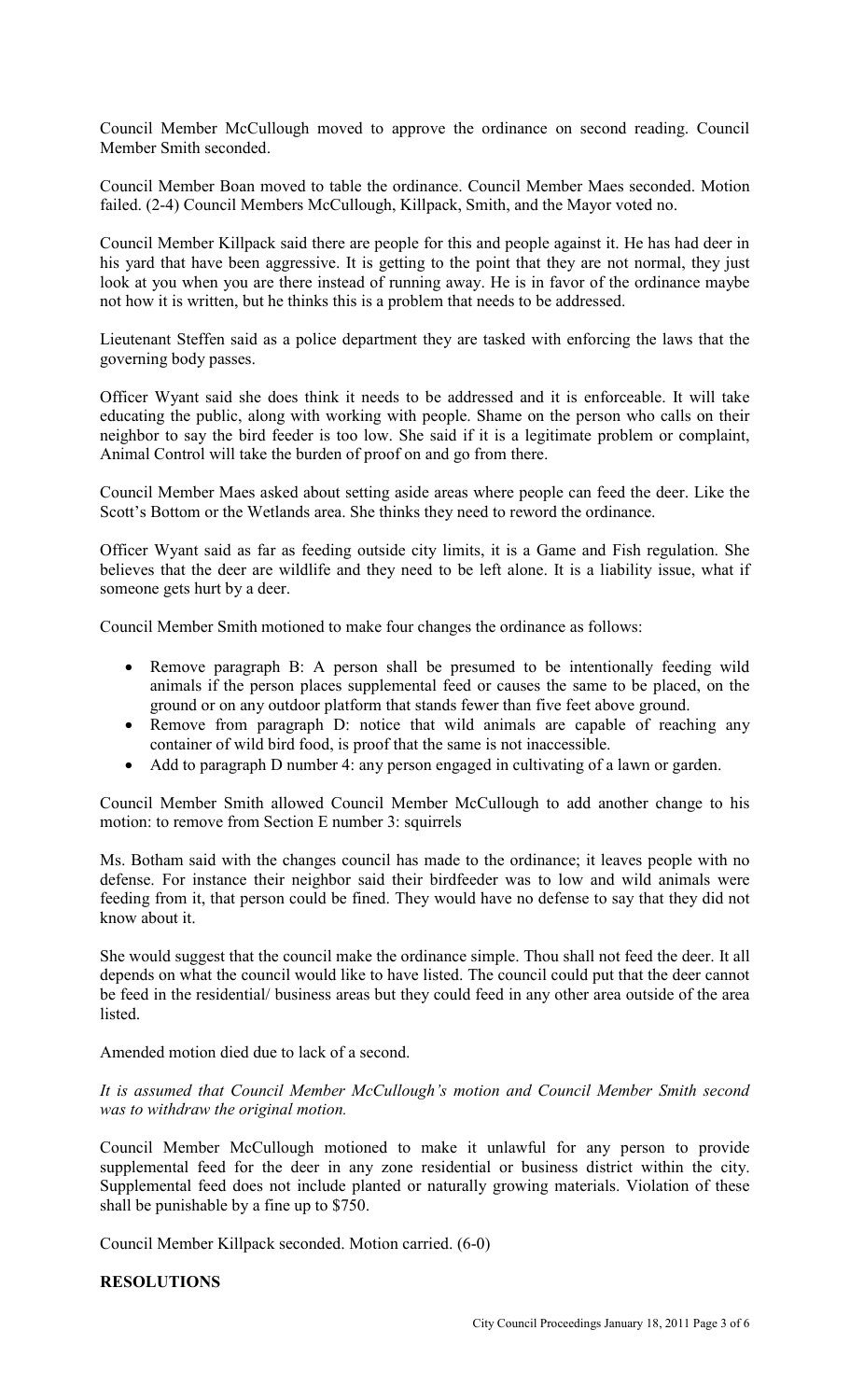Council Member McCullough moved to approve the ordinance on second reading. Council Member Smith seconded.

Council Member Boan moved to table the ordinance. Council Member Maes seconded. Motion failed. (2-4) Council Members McCullough, Killpack, Smith, and the Mayor voted no.

Council Member Killpack said there are people for this and people against it. He has had deer in his yard that have been aggressive. It is getting to the point that they are not normal, they just look at you when you are there instead of running away. He is in favor of the ordinance maybe not how it is written, but he thinks this is a problem that needs to be addressed.

Lieutenant Steffen said as a police department they are tasked with enforcing the laws that the governing body passes.

Officer Wyant said she does think it needs to be addressed and it is enforceable. It will take educating the public, along with working with people. Shame on the person who calls on their neighbor to say the bird feeder is too low. She said if it is a legitimate problem or complaint, Animal Control will take the burden of proof on and go from there.

Council Member Maes asked about setting aside areas where people can feed the deer. Like the Scott's Bottom or the Wetlands area. She thinks they need to reword the ordinance.

Officer Wyant said as far as feeding outside city limits, it is a Game and Fish regulation. She believes that the deer are wildlife and they need to be left alone. It is a liability issue, what if someone gets hurt by a deer.

Council Member Smith motioned to make four changes the ordinance as follows:

- Remove paragraph B: A person shall be presumed to be intentionally feeding wild animals if the person places supplemental feed or causes the same to be placed, on the ground or on any outdoor platform that stands fewer than five feet above ground.
- Remove from paragraph D: notice that wild animals are capable of reaching any container of wild bird food, is proof that the same is not inaccessible.
- Add to paragraph D number 4: any person engaged in cultivating of a lawn or garden.

Council Member Smith allowed Council Member McCullough to add another change to his motion: to remove from Section E number 3: squirrels

Ms. Botham said with the changes council has made to the ordinance; it leaves people with no defense. For instance their neighbor said their birdfeeder was to low and wild animals were feeding from it, that person could be fined. They would have no defense to say that they did not know about it.

She would suggest that the council make the ordinance simple. Thou shall not feed the deer. It all depends on what the council would like to have listed. The council could put that the deer cannot be feed in the residential/ business areas but they could feed in any other area outside of the area listed.

Amended motion died due to lack of a second.

*It is assumed that Council Member McCullough's motion and Council Member Smith second was to withdraw the original motion.*

Council Member McCullough motioned to make it unlawful for any person to provide supplemental feed for the deer in any zone residential or business district within the city. Supplemental feed does not include planted or naturally growing materials. Violation of these shall be punishable by a fine up to $750.

Council Member Killpack seconded. Motion carried. (6-0)

**RESOLUTIONS**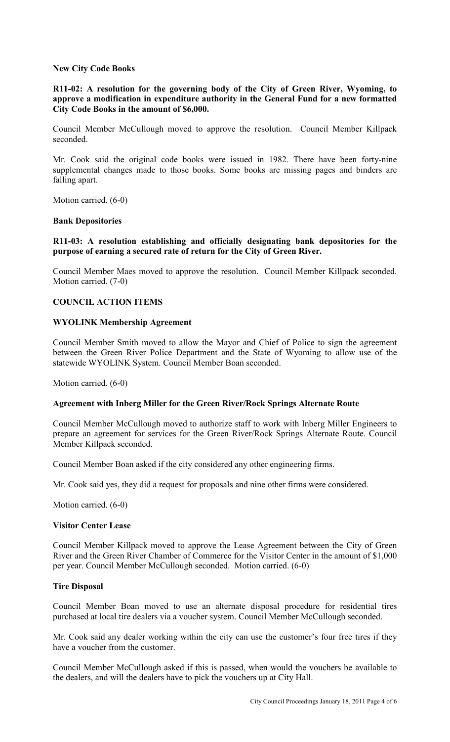**New City Code Books**

**R11-02: A resolution for the governing body of the City of Green River, Wyoming, to approve a modification in expenditure authority in the General Fund for a new formatted City Code Books in the amount of $6,000.**

Council Member McCullough moved to approve the resolution. Council Member Killpack seconded.

Mr. Cook said the original code books were issued in 1982. There have been forty-nine supplemental changes made to those books. Some books are missing pages and binders are falling apart.

Motion carried. (6-0)

**Bank Depositories**

**R11-03: A resolution establishing and officially designating bank depositories for the purpose of earning a secured rate of return for the City of Green River.**

Council Member Maes moved to approve the resolution. Council Member Killpack seconded. Motion carried. (7-0)

**COUNCIL ACTION ITEMS**

**WYOLINK Membership Agreement**

Council Member Smith moved to allow the Mayor and Chief of Police to sign the agreement between the Green River Police Department and the State of Wyoming to allow use of the statewide WYOLINK System. Council Member Boan seconded.

Motion carried. (6-0)

**Agreement with Inberg Miller for the Green River/Rock Springs Alternate Route**

Council Member McCullough moved to authorize staff to work with Inberg Miller Engineers to prepare an agreement for services for the Green River/Rock Springs Alternate Route. Council Member Killpack seconded.

Council Member Boan asked if the city considered any other engineering firms.

Mr. Cook said yes, they did a request for proposals and nine other firms were considered.

Motion carried. (6-0)

**Visitor Center Lease**

Council Member Killpack moved to approve the Lease Agreement between the City of Green River and the Green River Chamber of Commerce for the Visitor Center in the amount of $1,000 per year. Council Member McCullough seconded. Motion carried. (6-0)

**Tire Disposal**

Council Member Boan moved to use an alternate disposal procedure for residential tires purchased at local tire dealers via a voucher system. Council Member McCullough seconded.

Mr. Cook said any dealer working within the city can use the customer's four free tires if they have a voucher from the customer.

Council Member McCullough asked if this is passed, when would the vouchers be available to the dealers, and will the dealers have to pick the vouchers up at City Hall.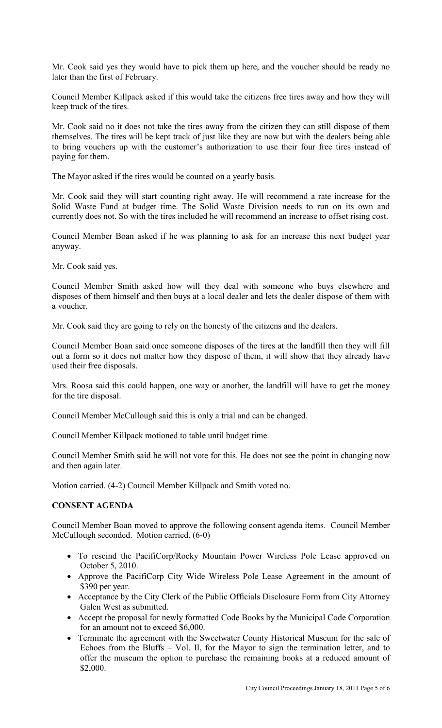Mr. Cook said yes they would have to pick them up here, and the voucher should be ready no later than the first of February.

Council Member Killpack asked if this would take the citizens free tires away and how they will keep track of the tires.

Mr. Cook said no it does not take the tires away from the citizen they can still dispose of them themselves. The tires will be kept track of just like they are now but with the dealers being able to bring vouchers up with the customer's authorization to use their four free tires instead of paying for them.

The Mayor asked if the tires would be counted on a yearly basis.

Mr. Cook said they will start counting right away. He will recommend a rate increase for the Solid Waste Fund at budget time. The Solid Waste Division needs to run on its own and currently does not. So with the tires included he will recommend an increase to offset rising cost.

Council Member Boan asked if he was planning to ask for an increase this next budget year anyway.

Mr. Cook said yes.

Council Member Smith asked how will they deal with someone who buys elsewhere and disposes of them himself and then buys at a local dealer and lets the dealer dispose of them with a voucher.

Mr. Cook said they are going to rely on the honesty of the citizens and the dealers.

Council Member Boan said once someone disposes of the tires at the landfill then they will fill out a form so it does not matter how they dispose of them, it will show that they already have used their free disposals.

Mrs. Roosa said this could happen, one way or another, the landfill will have to get the money for the tire disposal.

Council Member McCullough said this is only a trial and can be changed.

Council Member Killpack motioned to table until budget time.

Council Member Smith said he will not vote for this. He does not see the point in changing now and then again later.

Motion carried. (4-2) Council Member Killpack and Smith voted no.

**CONSENT AGENDA**

Council Member Boan moved to approve the following consent agenda items. Council Member McCullough seconded. Motion carried. (6-0)

- To rescind the PacifiCorp/Rocky Mountain Power Wireless Pole Lease approved on October 5, 2010.
- Approve the PacifiCorp City Wide Wireless Pole Lease Agreement in the amount of $390 per year.
- Acceptance by the City Clerk of the Public Officials Disclosure Form from City Attorney Galen West as submitted.
- Accept the proposal for newly formatted Code Books by the Municipal Code Corporation for an amount not to exceed $6,000.
- Terminate the agreement with the Sweetwater County Historical Museum for the sale of Echoes from the Bluffs – Vol. II, for the Mayor to sign the termination letter, and to offer the museum the option to purchase the remaining books at a reduced amount of $2,000.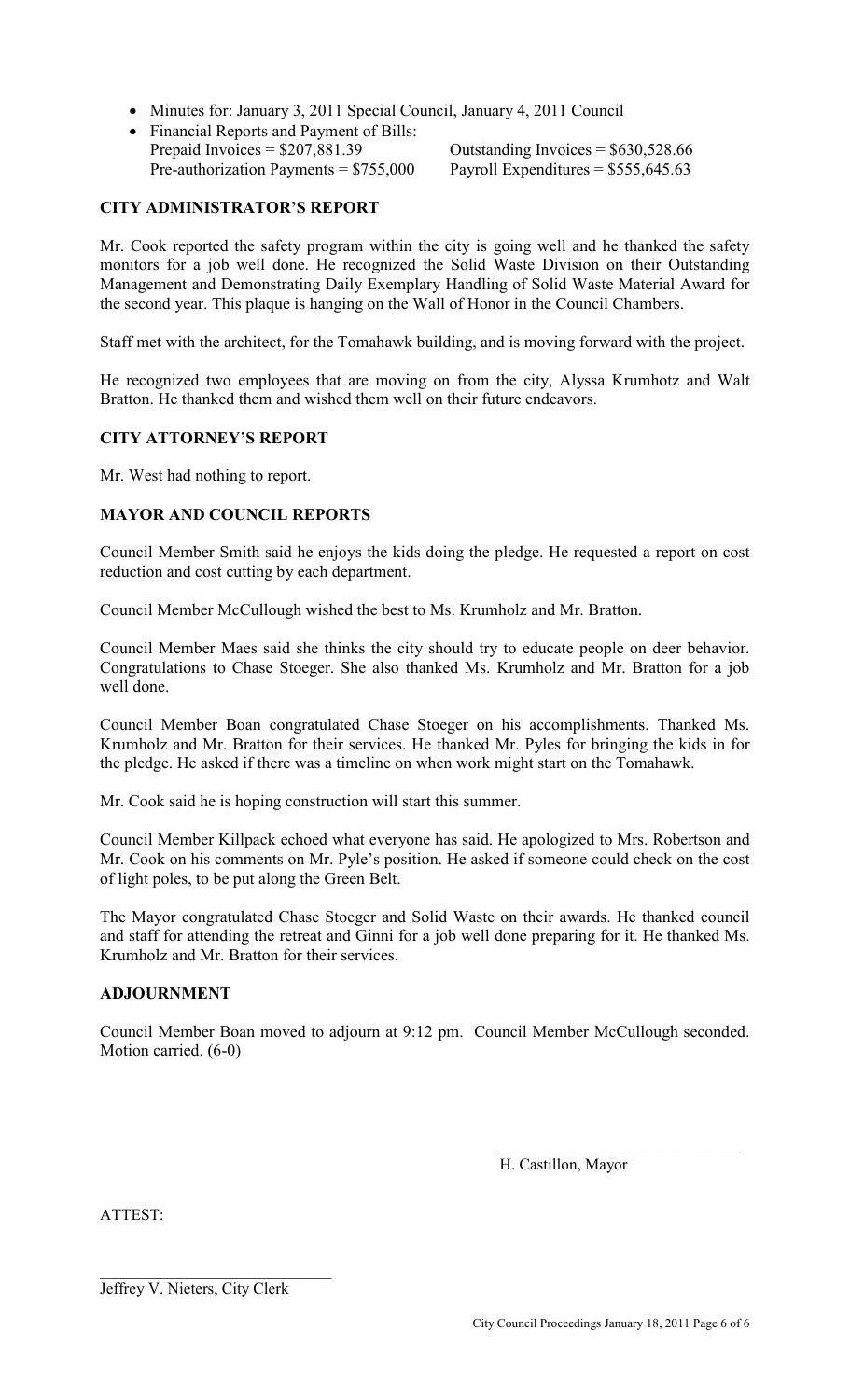- Minutes for: January 3, 2011 Special Council, January 4, 2011 Council
- Financial Reports and Payment of Bills:
  Prepaid Invoices = $207,881.39 Outstanding Invoices = $630,528.66
  Pre-authorization Payments = $755,000 Payroll Expenditures = $555,645.63

**CITY ADMINISTRATOR'S REPORT**

Mr. Cook reported the safety program within the city is going well and he thanked the safety monitors for a job well done. He recognized the Solid Waste Division on their Outstanding Management and Demonstrating Daily Exemplary Handling of Solid Waste Material Award for the second year. This plaque is hanging on the Wall of Honor in the Council Chambers.

Staff met with the architect, for the Tomahawk building, and is moving forward with the project.

He recognized two employees that are moving on from the city, Alyssa Krumhotz and Walt Bratton. He thanked them and wished them well on their future endeavors.

**CITY ATTORNEY'S REPORT**

Mr. West had nothing to report.

**MAYOR AND COUNCIL REPORTS**

Council Member Smith said he enjoys the kids doing the pledge. He requested a report on cost reduction and cost cutting by each department.

Council Member McCullough wished the best to Ms. Krumholz and Mr. Bratton.

Council Member Maes said she thinks the city should try to educate people on deer behavior. Congratulations to Chase Stoeger. She also thanked Ms. Krumholz and Mr. Bratton for a job well done.

Council Member Boan congratulated Chase Stoeger on his accomplishments. Thanked Ms. Krumholz and Mr. Bratton for their services. He thanked Mr. Pyles for bringing the kids in for the pledge. He asked if there was a timeline on when work might start on the Tomahawk.

Mr. Cook said he is hoping construction will start this summer.

Council Member Killpack echoed what everyone has said. He apologized to Mrs. Robertson and Mr. Cook on his comments on Mr. Pyle's position. He asked if someone could check on the cost of light poles, to be put along the Green Belt.

The Mayor congratulated Chase Stoeger and Solid Waste on their awards. He thanked council and staff for attending the retreat and Ginni for a job well done preparing for it. He thanked Ms. Krumholz and Mr. Bratton for their services.

**ADJOURNMENT**

Council Member Boan moved to adjourn at 9:12 pm. Council Member McCullough seconded. Motion carried. (6-0)

\_\_\_\_\_\_\_\_\_\_\_\_\_\_\_\_\_\_\_\_\_\_\_\_\_\_\_\_\_\_
H. Castillon, Mayor

ATTEST:

\_\_\_\_\_\_\_\_\_\_\_\_\_\_\_\_\_\_\_\_\_\_\_\_\_\_\_\_\_\_
Jeffrey V. Nieters, City Clerk